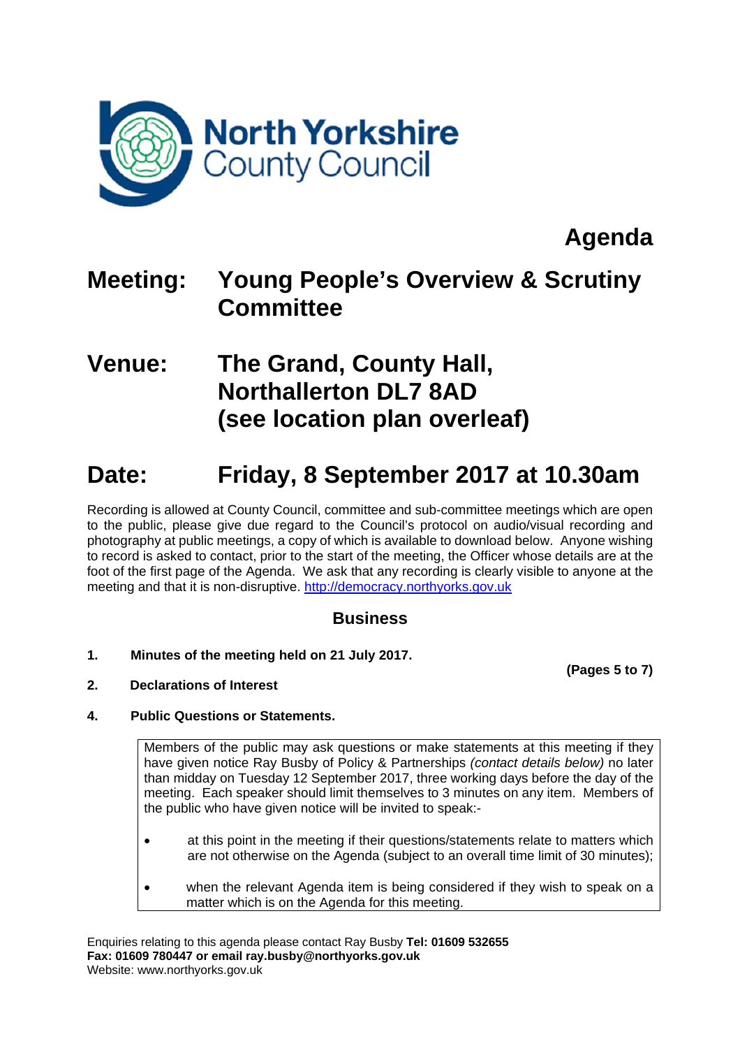North Yorkshire County Council

# Agenda

## Meeting: Young People's Overview & Scrutiny Committee

## Venue: The Grand, County Hall, Northallerton DL7 8AD (see location plan overleaf)

## Date: Friday, 8 September 2017 at 10.30am

Recording is allowed at County Council, committee and sub-committee meetings which are open to the public, please give due regard to the Council's protocol on audio/visual recording and photography at public meetings, a copy of which is available to download below. Anyone wishing to record is asked to contact, prior to the start of the meeting, the Officer whose details are at the foot of the first page of the Agenda. We ask that any recording is clearly visible to anyone at the meeting and that it is non-disruptive. http://democracy.northyorks.gov.uk

### Business

**1. Minutes of the meeting held on 21 July 2017.**

**(Pages 5 to 7)**

**2. Declarations of Interest**

**4. Public Questions or Statements.**

> Members of the public may ask questions or make statements at this meeting if they have given notice Ray Busby of Policy & Partnerships *(contact details below)* no later than midday on Tuesday 12 September 2017, three working days before the day of the meeting. Each speaker should limit themselves to 3 minutes on any item. Members of the public who have given notice will be invited to speak:-
>
> - at this point in the meeting if their questions/statements relate to matters which are not otherwise on the Agenda (subject to an overall time limit of 30 minutes);
> - when the relevant Agenda item is being considered if they wish to speak on a matter which is on the Agenda for this meeting.

Enquiries relating to this agenda please contact Ray Busby **Tel: 01609 532655**
**Fax: 01609 780447 or email ray.busby@northyorks.gov.uk**
Website: www.northyorks.gov.uk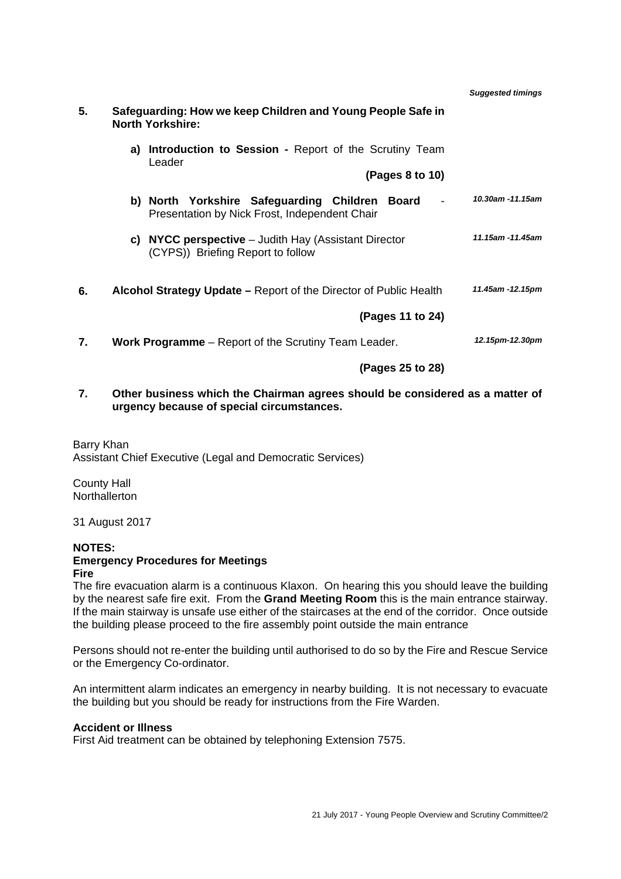| | | *Suggested timings* |
|---|---|---|
| **5.** | **Safeguarding: How we keep Children and Young People Safe in North Yorkshire:** | |
| | **a) Introduction to Session -** Report of the Scrutiny Team Leader **(Pages 8 to 10)** | |
| | **b) North Yorkshire Safeguarding Children Board** - Presentation by Nick Frost, Independent Chair | *10.30am -11.15am* |
| | **c) NYCC perspective** – Judith Hay (Assistant Director (CYPS)) Briefing Report to follow | *11.15am -11.45am* |
| **6.** | **Alcohol Strategy Update –** Report of the Director of Public Health **(Pages 11 to 24)** | *11.45am -12.15pm* |
| **7.** | **Work Programme** – Report of the Scrutiny Team Leader. **(Pages 25 to 28)** | *12.15pm-12.30pm* |
| **7.** | **Other business which the Chairman agrees should be considered as a matter of urgency because of special circumstances.** | |

Barry Khan
Assistant Chief Executive (Legal and Democratic Services)

County Hall
Northallerton

31 August 2017

**NOTES:**
**Emergency Procedures for Meetings**
**Fire**
The fire evacuation alarm is a continuous Klaxon. On hearing this you should leave the building by the nearest safe fire exit. From the **Grand Meeting Room** this is the main entrance stairway. If the main stairway is unsafe use either of the staircases at the end of the corridor. Once outside the building please proceed to the fire assembly point outside the main entrance

Persons should not re-enter the building until authorised to do so by the Fire and Rescue Service or the Emergency Co-ordinator.

An intermittent alarm indicates an emergency in nearby building. It is not necessary to evacuate the building but you should be ready for instructions from the Fire Warden.

**Accident or Illness**
First Aid treatment can be obtained by telephoning Extension 7575.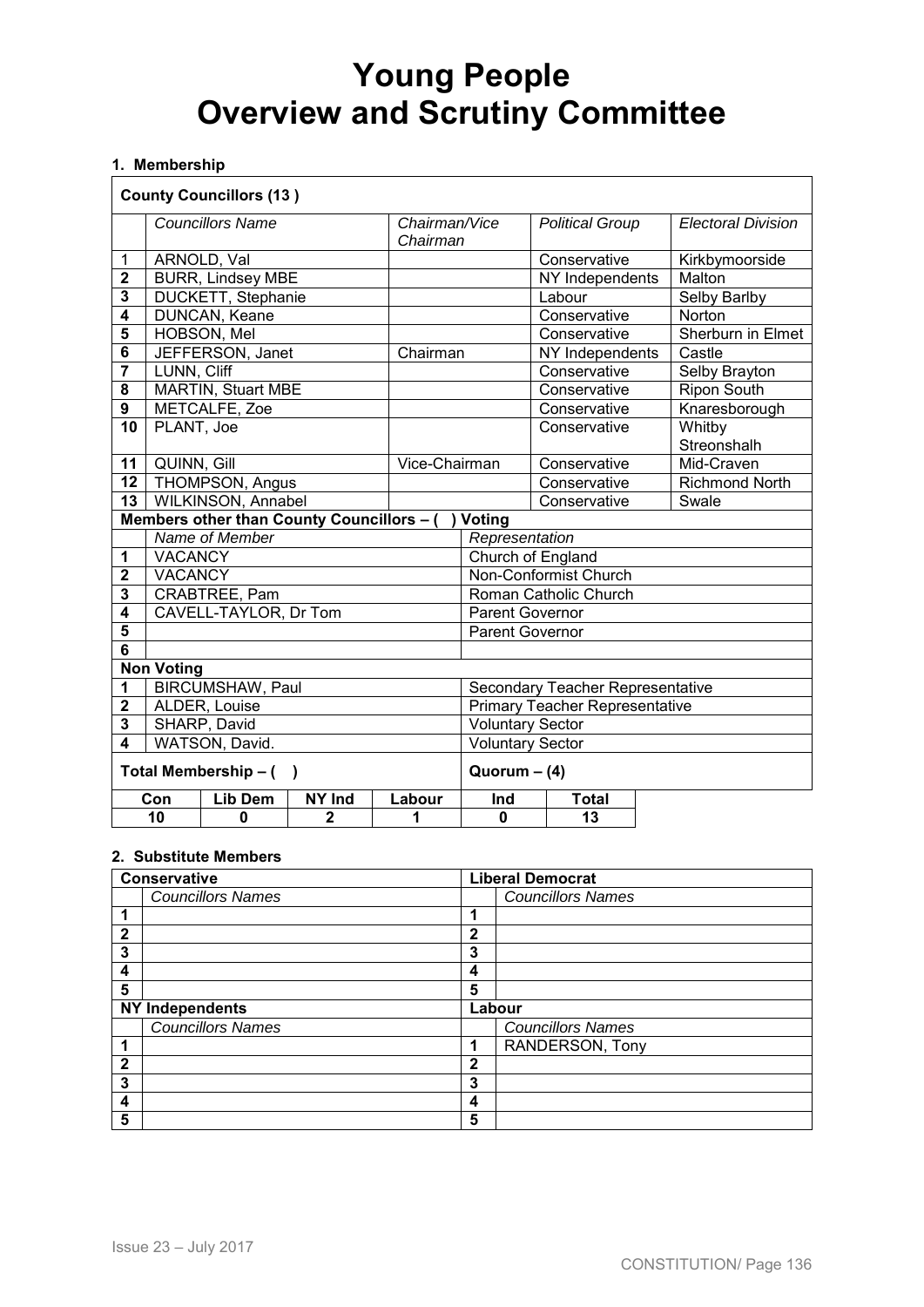# Young People
# Overview and Scrutiny Committee

**1. Membership**

| **County Councillors (13 )** | | | | |
|---|---|---|---|---|
| | *Councillors Name* | *Chairman/Vice Chairman* | *Political Group* | *Electoral Division* |
| 1 | ARNOLD, Val | | Conservative | Kirkbymoorside |
| **2** | BURR, Lindsey MBE | | NY Independents | Malton |
| **3** | DUCKETT, Stephanie | | Labour | Selby Barlby |
| **4** | DUNCAN, Keane | | Conservative | Norton |
| **5** | HOBSON, Mel | | Conservative | Sherburn in Elmet |
| **6** | JEFFERSON, Janet | Chairman | NY Independents | Castle |
| **7** | LUNN, Cliff | | Conservative | Selby Brayton |
| **8** | MARTIN, Stuart MBE | | Conservative | Ripon South |
| **9** | METCALFE, Zoe | | Conservative | Knaresborough |
| **10** | PLANT, Joe | | Conservative | Whitby Streonshalh |
| **11** | QUINN, Gill | Vice-Chairman | Conservative | Mid-Craven |
| **12** | THOMPSON, Angus | | Conservative | Richmond North |
| **13** | WILKINSON, Annabel | | Conservative | Swale |

| **Members other than County Councillors – ( ) Voting** | | |
|---|---|---|
| | *Name of Member* | *Representation* |
| **1** | VACANCY | Church of England |
| **2** | VACANCY | Non-Conformist Church |
| **3** | CRABTREE, Pam | Roman Catholic Church |
| **4** | CAVELL-TAYLOR, Dr Tom | Parent Governor |
| **5** | | Parent Governor |
| **6** | | |
| **Non Voting** | | |
| **1** | BIRCUMSHAW, Paul | Secondary Teacher Representative |
| **2** | ALDER, Louise | Primary Teacher Representative |
| **3** | SHARP, David | Voluntary Sector |
| **4** | WATSON, David. | Voluntary Sector |
| **Total Membership – ( )** | | **Quorum – (4)** |

| Con | Lib Dem | NY Ind | Labour | Ind | Total |
|---|---|---|---|---|---|
| 10 | 0 | 2 | 1 | 0 | 13 |

**2. Substitute Members**

| **Conservative** | | **Liberal Democrat** | |
|---|---|---|---|
| | *Councillors Names* | | *Councillors Names* |
| **1** | | **1** | |
| **2** | | **2** | |
| **3** | | **3** | |
| **4** | | **4** | |
| **5** | | **5** | |
| **NY Independents** | | **Labour** | |
| | *Councillors Names* | | *Councillors Names* |
| **1** | | **1** | RANDERSON, Tony |
| **2** | | **2** | |
| **3** | | **3** | |
| **4** | | **4** | |
| **5** | | **5** | |